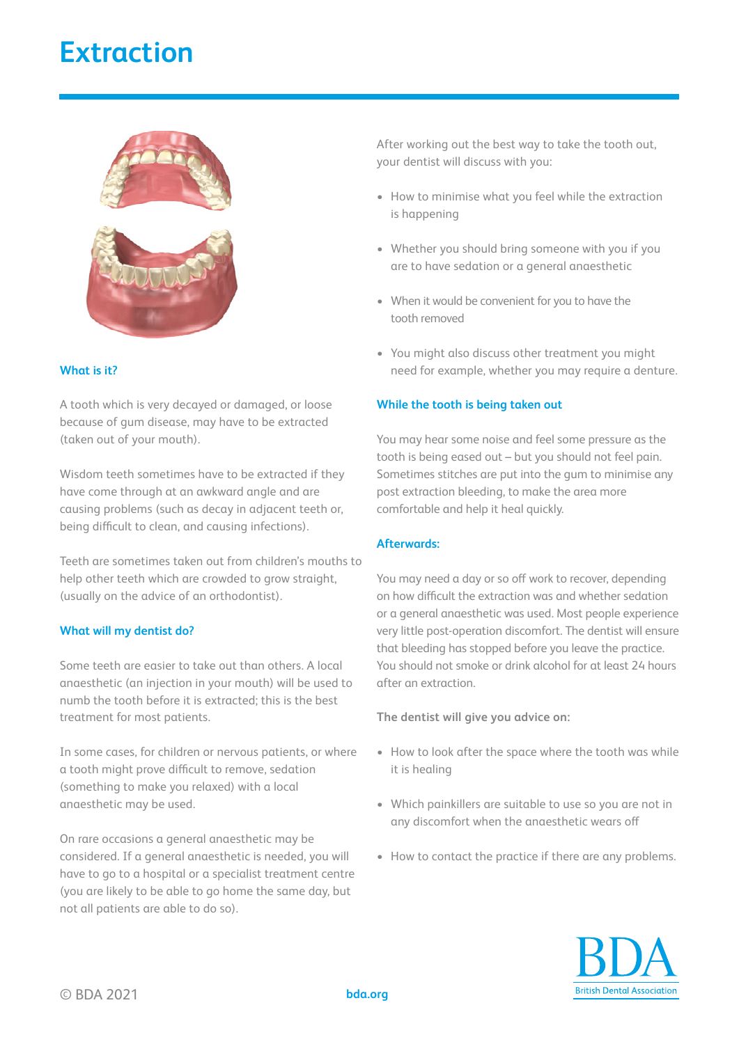# Extraction

### What is it?

A tooth which is very decayed or damaged, or loose because of gum disease, may have to be extracted (taken out of your mouth).

Wisdom teeth sometimes have to be extracted if they have come through at an awkward angle and are causing problems (such as decay in adjacent teeth or, being difficult to clean, and causing infections).

Teeth are sometimes taken out from children's mouths to help other teeth which are crowded to grow straight, (usually on the advice of an orthodontist).

### What will my dentist do?

Some teeth are easier to take out than others. A local anaesthetic (an injection in your mouth) will be used to numb the tooth before it is extracted; this is the best treatment for most patients.

In some cases, for children or nervous patients, or where a tooth might prove difficult to remove, sedation (something to make you relaxed) with a local anaesthetic may be used.

On rare occasions a general anaesthetic may be considered. If a general anaesthetic is needed, you will have to go to a hospital or a specialist treatment centre (you are likely to be able to go home the same day, but not all patients are able to do so).

After working out the best way to take the tooth out, your dentist will discuss with you:

- How to minimise what you feel while the extraction is happening
- Whether you should bring someone with you if you are to have sedation or a general anaesthetic
- When it would be convenient for you to have the tooth removed
- You might also discuss other treatment you might need for example, whether you may require a denture.

### While the tooth is being taken out

You may hear some noise and feel some pressure as the tooth is being eased out – but you should not feel pain. Sometimes stitches are put into the gum to minimise any post extraction bleeding, to make the area more comfortable and help it heal quickly.

### Afterwards:

You may need a day or so off work to recover, depending on how difficult the extraction was and whether sedation or a general anaesthetic was used. Most people experience very little post-operation discomfort. The dentist will ensure that bleeding has stopped before you leave the practice. You should not smoke or drink alcohol for at least 24 hours after an extraction.

**The dentist will give you advice on:**

- How to look after the space where the tooth was while it is healing
- Which painkillers are suitable to use so you are not in any discomfort when the anaesthetic wears off
- How to contact the practice if there are any problems.

© BDA 2021

bda.org

BDA British Dental Association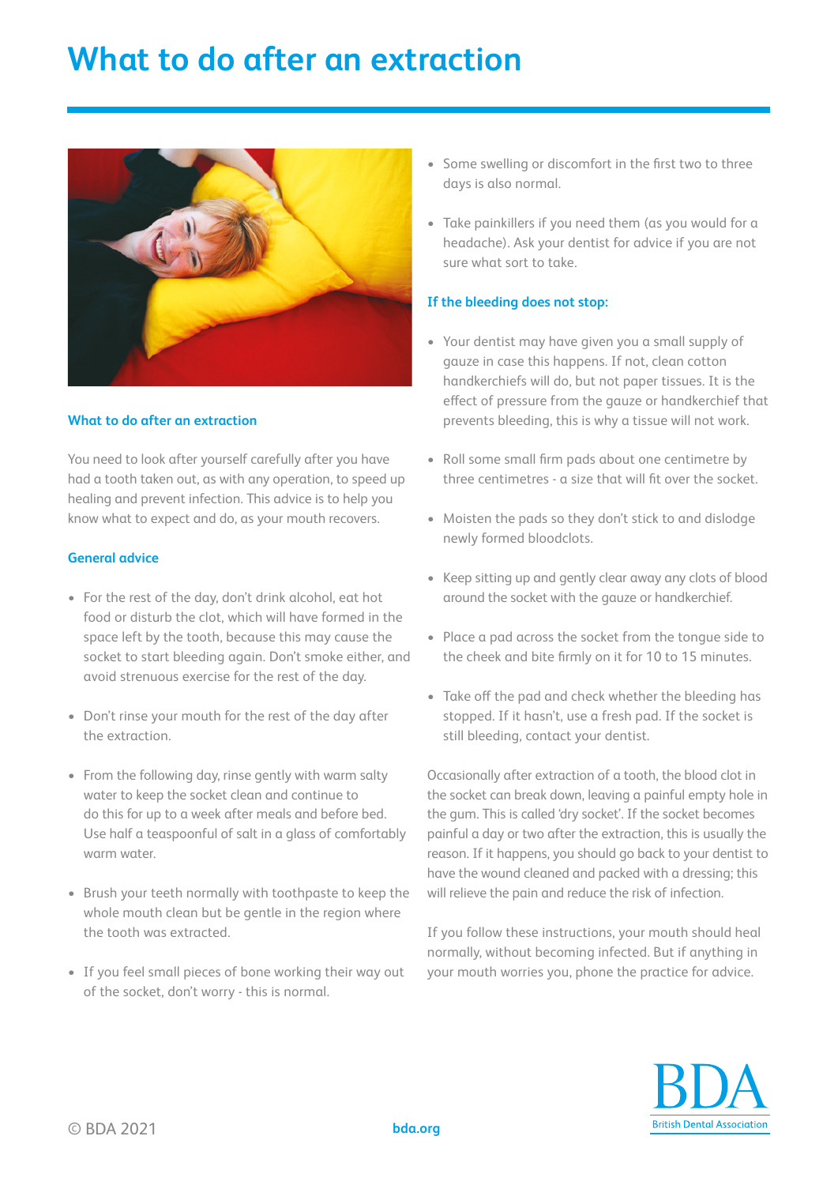# What to do after an extraction

### What to do after an extraction

You need to look after yourself carefully after you have had a tooth taken out, as with any operation, to speed up healing and prevent infection. This advice is to help you know what to expect and do, as your mouth recovers.

### General advice

- For the rest of the day, don't drink alcohol, eat hot food or disturb the clot, which will have formed in the space left by the tooth, because this may cause the socket to start bleeding again. Don't smoke either, and avoid strenuous exercise for the rest of the day.
- Don't rinse your mouth for the rest of the day after the extraction.
- From the following day, rinse gently with warm salty water to keep the socket clean and continue to do this for up to a week after meals and before bed. Use half a teaspoonful of salt in a glass of comfortably warm water.
- Brush your teeth normally with toothpaste to keep the whole mouth clean but be gentle in the region where the tooth was extracted.
- If you feel small pieces of bone working their way out of the socket, don't worry - this is normal.
- Some swelling or discomfort in the first two to three days is also normal.
- Take painkillers if you need them (as you would for a headache). Ask your dentist for advice if you are not sure what sort to take.

### If the bleeding does not stop:

- Your dentist may have given you a small supply of gauze in case this happens. If not, clean cotton handkerchiefs will do, but not paper tissues. It is the effect of pressure from the gauze or handkerchief that prevents bleeding, this is why a tissue will not work.
- Roll some small firm pads about one centimetre by three centimetres - a size that will fit over the socket.
- Moisten the pads so they don't stick to and dislodge newly formed bloodclots.
- Keep sitting up and gently clear away any clots of blood around the socket with the gauze or handkerchief.
- Place a pad across the socket from the tongue side to the cheek and bite firmly on it for 10 to 15 minutes.
- Take off the pad and check whether the bleeding has stopped. If it hasn't, use a fresh pad. If the socket is still bleeding, contact your dentist.

Occasionally after extraction of a tooth, the blood clot in the socket can break down, leaving a painful empty hole in the gum. This is called 'dry socket'. If the socket becomes painful a day or two after the extraction, this is usually the reason. If it happens, you should go back to your dentist to have the wound cleaned and packed with a dressing; this will relieve the pain and reduce the risk of infection.

If you follow these instructions, your mouth should heal normally, without becoming infected. But if anything in your mouth worries you, phone the practice for advice.

BDA
British Dental Association

© BDA 2021

bda.org